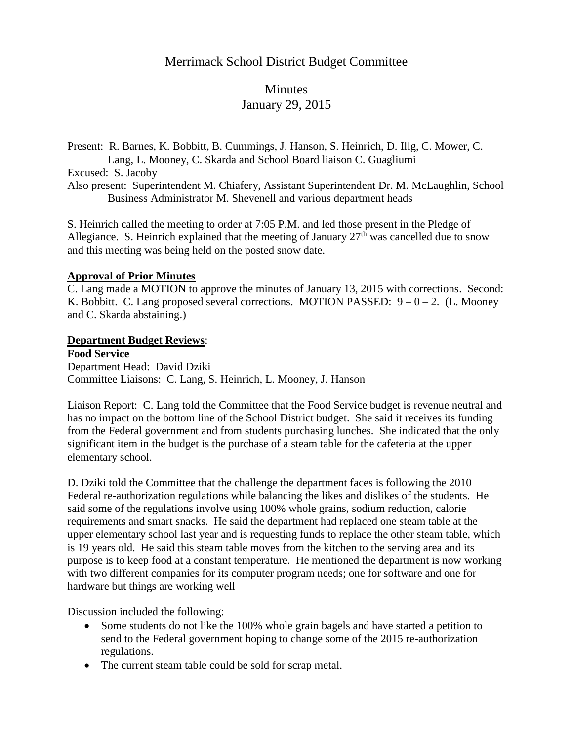# Merrimack School District Budget Committee

## Minutes
## January 29, 2015

Present: R. Barnes, K. Bobbitt, B. Cummings, J. Hanson, S. Heinrich, D. Illg, C. Mower, C. Lang, L. Mooney, C. Skarda and School Board liaison C. Guagliumi
Excused: S. Jacoby
Also present: Superintendent M. Chiafery, Assistant Superintendent Dr. M. McLaughlin, School Business Administrator M. Shevenell and various department heads

S. Heinrich called the meeting to order at 7:05 P.M. and led those present in the Pledge of Allegiance. S. Heinrich explained that the meeting of January 27th was cancelled due to snow and this meeting was being held on the posted snow date.

**Approval of Prior Minutes**
C. Lang made a MOTION to approve the minutes of January 13, 2015 with corrections. Second: K. Bobbitt. C. Lang proposed several corrections. MOTION PASSED: 9 – 0 – 2. (L. Mooney and C. Skarda abstaining.)

**Department Budget Reviews**:
**Food Service**
Department Head: David Dziki
Committee Liaisons: C. Lang, S. Heinrich, L. Mooney, J. Hanson

Liaison Report: C. Lang told the Committee that the Food Service budget is revenue neutral and has no impact on the bottom line of the School District budget. She said it receives its funding from the Federal government and from students purchasing lunches. She indicated that the only significant item in the budget is the purchase of a steam table for the cafeteria at the upper elementary school.

D. Dziki told the Committee that the challenge the department faces is following the 2010 Federal re-authorization regulations while balancing the likes and dislikes of the students. He said some of the regulations involve using 100% whole grains, sodium reduction, calorie requirements and smart snacks. He said the department had replaced one steam table at the upper elementary school last year and is requesting funds to replace the other steam table, which is 19 years old. He said this steam table moves from the kitchen to the serving area and its purpose is to keep food at a constant temperature. He mentioned the department is now working with two different companies for its computer program needs; one for software and one for hardware but things are working well

Discussion included the following:

- Some students do not like the 100% whole grain bagels and have started a petition to send to the Federal government hoping to change some of the 2015 re-authorization regulations.
- The current steam table could be sold for scrap metal.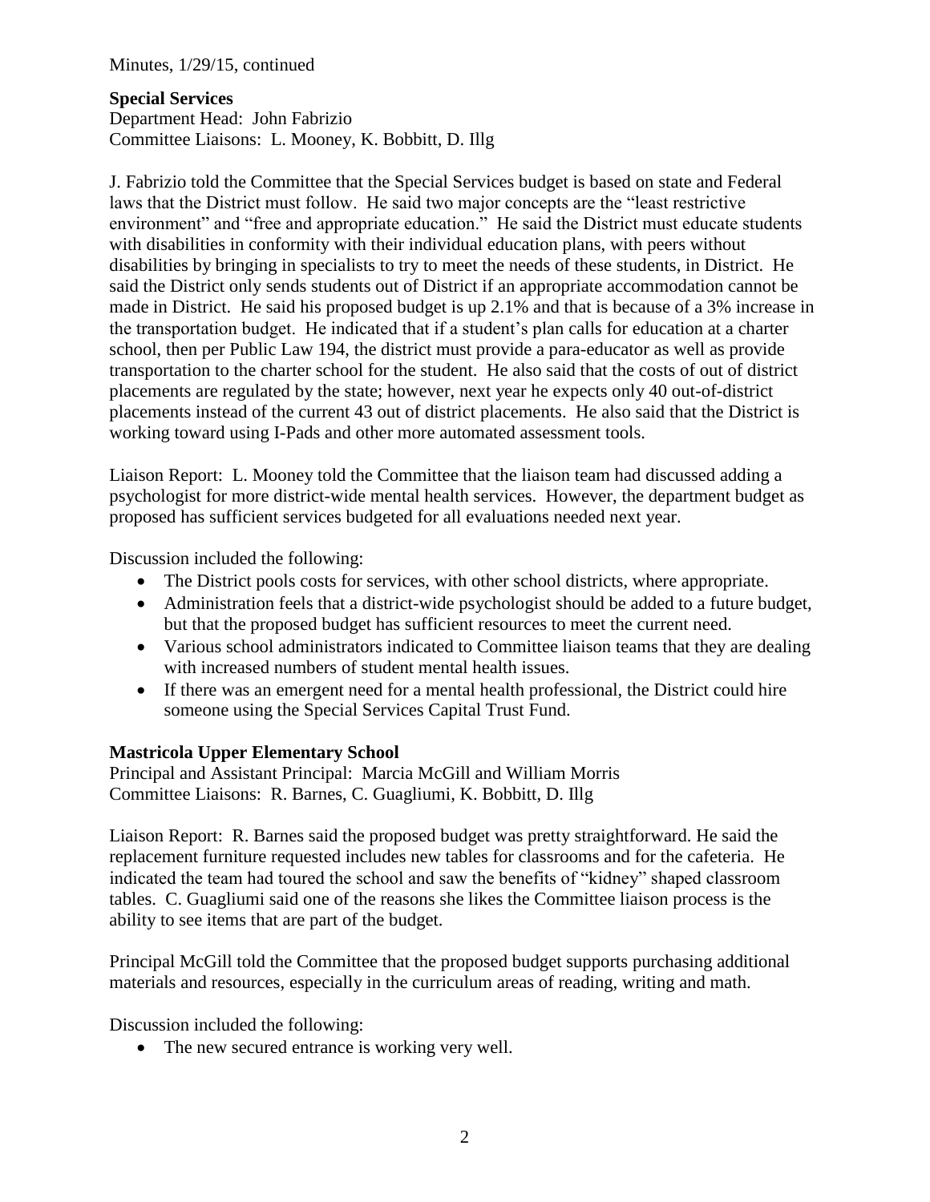Minutes, 1/29/15, continued

**Special Services**
Department Head: John Fabrizio
Committee Liaisons: L. Mooney, K. Bobbitt, D. Illg

J. Fabrizio told the Committee that the Special Services budget is based on state and Federal laws that the District must follow. He said two major concepts are the "least restrictive environment" and "free and appropriate education." He said the District must educate students with disabilities in conformity with their individual education plans, with peers without disabilities by bringing in specialists to try to meet the needs of these students, in District. He said the District only sends students out of District if an appropriate accommodation cannot be made in District. He said his proposed budget is up 2.1% and that is because of a 3% increase in the transportation budget. He indicated that if a student's plan calls for education at a charter school, then per Public Law 194, the district must provide a para-educator as well as provide transportation to the charter school for the student. He also said that the costs of out of district placements are regulated by the state; however, next year he expects only 40 out-of-district placements instead of the current 43 out of district placements. He also said that the District is working toward using I-Pads and other more automated assessment tools.

Liaison Report: L. Mooney told the Committee that the liaison team had discussed adding a psychologist for more district-wide mental health services. However, the department budget as proposed has sufficient services budgeted for all evaluations needed next year.

Discussion included the following:

- The District pools costs for services, with other school districts, where appropriate.
- Administration feels that a district-wide psychologist should be added to a future budget, but that the proposed budget has sufficient resources to meet the current need.
- Various school administrators indicated to Committee liaison teams that they are dealing with increased numbers of student mental health issues.
- If there was an emergent need for a mental health professional, the District could hire someone using the Special Services Capital Trust Fund.

**Mastricola Upper Elementary School**
Principal and Assistant Principal: Marcia McGill and William Morris
Committee Liaisons: R. Barnes, C. Guagliumi, K. Bobbitt, D. Illg

Liaison Report: R. Barnes said the proposed budget was pretty straightforward. He said the replacement furniture requested includes new tables for classrooms and for the cafeteria. He indicated the team had toured the school and saw the benefits of "kidney" shaped classroom tables. C. Guagliumi said one of the reasons she likes the Committee liaison process is the ability to see items that are part of the budget.

Principal McGill told the Committee that the proposed budget supports purchasing additional materials and resources, especially in the curriculum areas of reading, writing and math.

Discussion included the following:

- The new secured entrance is working very well.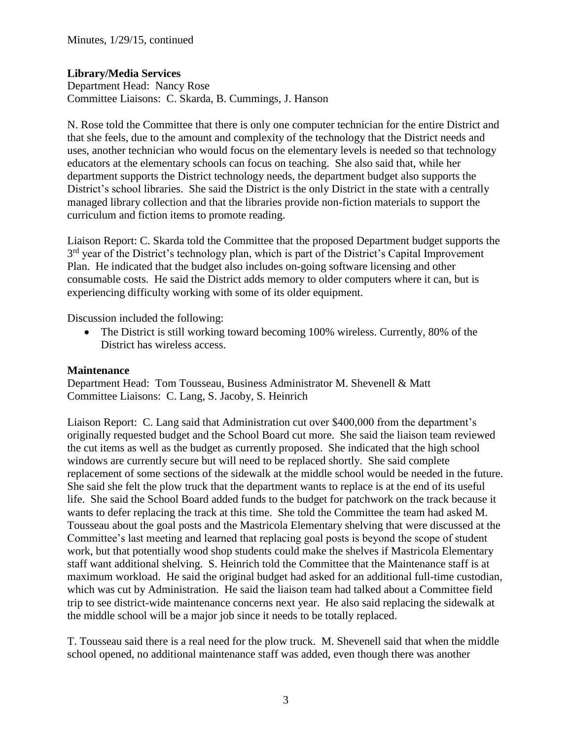Minutes, 1/29/15, continued

**Library/Media Services**
Department Head: Nancy Rose
Committee Liaisons: C. Skarda, B. Cummings, J. Hanson

N. Rose told the Committee that there is only one computer technician for the entire District and that she feels, due to the amount and complexity of the technology that the District needs and uses, another technician who would focus on the elementary levels is needed so that technology educators at the elementary schools can focus on teaching. She also said that, while her department supports the District technology needs, the department budget also supports the District's school libraries. She said the District is the only District in the state with a centrally managed library collection and that the libraries provide non-fiction materials to support the curriculum and fiction items to promote reading.

Liaison Report: C. Skarda told the Committee that the proposed Department budget supports the 3rd year of the District's technology plan, which is part of the District's Capital Improvement Plan. He indicated that the budget also includes on-going software licensing and other consumable costs. He said the District adds memory to older computers where it can, but is experiencing difficulty working with some of its older equipment.

Discussion included the following:

- The District is still working toward becoming 100% wireless. Currently, 80% of the District has wireless access.

**Maintenance**
Department Head: Tom Tousseau, Business Administrator M. Shevenell & Matt
Committee Liaisons: C. Lang, S. Jacoby, S. Heinrich

Liaison Report: C. Lang said that Administration cut over $400,000 from the department's originally requested budget and the School Board cut more. She said the liaison team reviewed the cut items as well as the budget as currently proposed. She indicated that the high school windows are currently secure but will need to be replaced shortly. She said complete replacement of some sections of the sidewalk at the middle school would be needed in the future. She said she felt the plow truck that the department wants to replace is at the end of its useful life. She said the School Board added funds to the budget for patchwork on the track because it wants to defer replacing the track at this time. She told the Committee the team had asked M. Tousseau about the goal posts and the Mastricola Elementary shelving that were discussed at the Committee's last meeting and learned that replacing goal posts is beyond the scope of student work, but that potentially wood shop students could make the shelves if Mastricola Elementary staff want additional shelving. S. Heinrich told the Committee that the Maintenance staff is at maximum workload. He said the original budget had asked for an additional full-time custodian, which was cut by Administration. He said the liaison team had talked about a Committee field trip to see district-wide maintenance concerns next year. He also said replacing the sidewalk at the middle school will be a major job since it needs to be totally replaced.

T. Tousseau said there is a real need for the plow truck. M. Shevenell said that when the middle school opened, no additional maintenance staff was added, even though there was another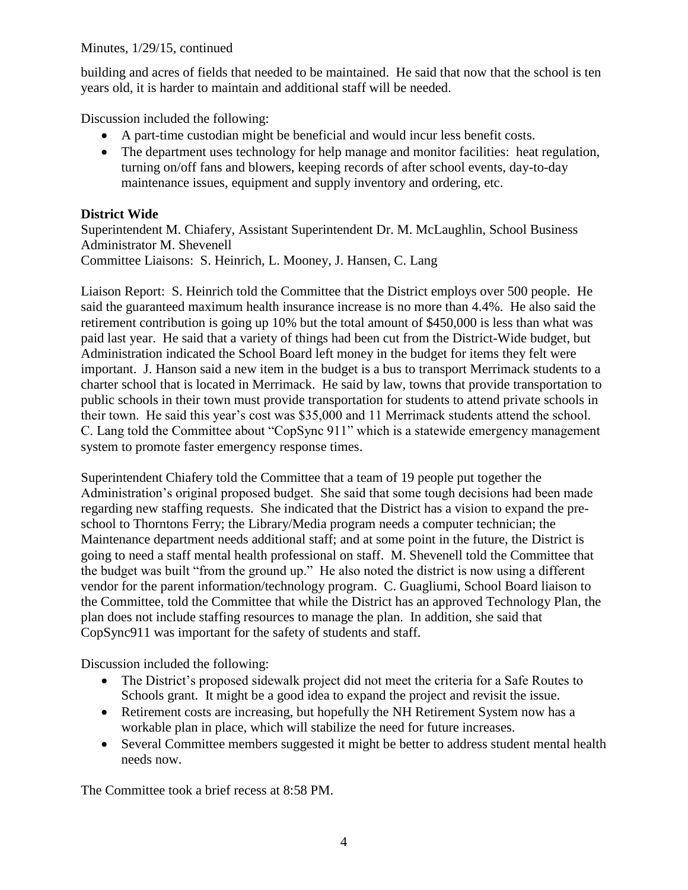building and acres of fields that needed to be maintained. He said that now that the school is ten years old, it is harder to maintain and additional staff will be needed.

Discussion included the following:

- A part-time custodian might be beneficial and would incur less benefit costs.
- The department uses technology for help manage and monitor facilities: heat regulation, turning on/off fans and blowers, keeping records of after school events, day-to-day maintenance issues, equipment and supply inventory and ordering, etc.

**District Wide**

Superintendent M. Chiafery, Assistant Superintendent Dr. M. McLaughlin, School Business Administrator M. Shevenell
Committee Liaisons: S. Heinrich, L. Mooney, J. Hansen, C. Lang

Liaison Report: S. Heinrich told the Committee that the District employs over 500 people. He said the guaranteed maximum health insurance increase is no more than 4.4%. He also said the retirement contribution is going up 10% but the total amount of $450,000 is less than what was paid last year. He said that a variety of things had been cut from the District-Wide budget, but Administration indicated the School Board left money in the budget for items they felt were important. J. Hanson said a new item in the budget is a bus to transport Merrimack students to a charter school that is located in Merrimack. He said by law, towns that provide transportation to public schools in their town must provide transportation for students to attend private schools in their town. He said this year's cost was $35,000 and 11 Merrimack students attend the school. C. Lang told the Committee about "CopSync 911" which is a statewide emergency management system to promote faster emergency response times.

Superintendent Chiafery told the Committee that a team of 19 people put together the Administration's original proposed budget. She said that some tough decisions had been made regarding new staffing requests. She indicated that the District has a vision to expand the pre-school to Thorntons Ferry; the Library/Media program needs a computer technician; the Maintenance department needs additional staff; and at some point in the future, the District is going to need a staff mental health professional on staff. M. Shevenell told the Committee that the budget was built "from the ground up." He also noted the district is now using a different vendor for the parent information/technology program. C. Guagliumi, School Board liaison to the Committee, told the Committee that while the District has an approved Technology Plan, the plan does not include staffing resources to manage the plan. In addition, she said that CopSync911 was important for the safety of students and staff.

Discussion included the following:

- The District's proposed sidewalk project did not meet the criteria for a Safe Routes to Schools grant. It might be a good idea to expand the project and revisit the issue.
- Retirement costs are increasing, but hopefully the NH Retirement System now has a workable plan in place, which will stabilize the need for future increases.
- Several Committee members suggested it might be better to address student mental health needs now.

The Committee took a brief recess at 8:58 PM.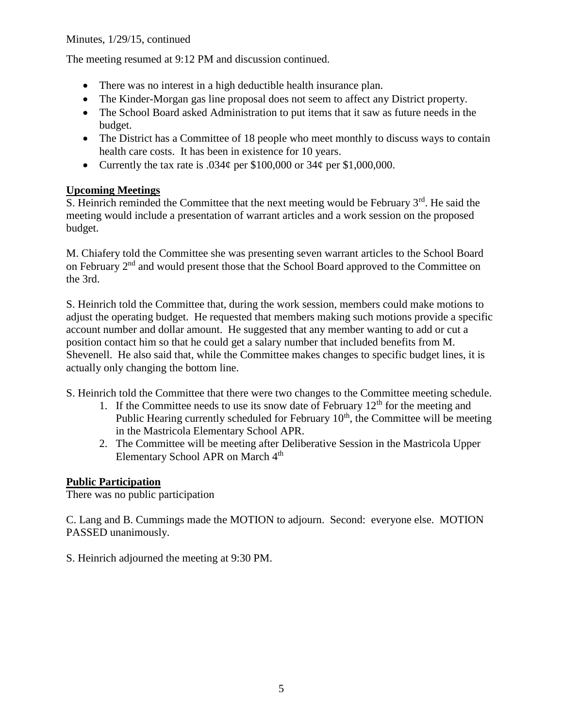Minutes, 1/29/15, continued

The meeting resumed at 9:12 PM and discussion continued.

- There was no interest in a high deductible health insurance plan.
- The Kinder-Morgan gas line proposal does not seem to affect any District property.
- The School Board asked Administration to put items that it saw as future needs in the budget.
- The District has a Committee of 18 people who meet monthly to discuss ways to contain health care costs. It has been in existence for 10 years.
- Currently the tax rate is .034¢ per $100,000 or 34¢ per $1,000,000.

## Upcoming Meetings

S. Heinrich reminded the Committee that the next meeting would be February 3rd. He said the meeting would include a presentation of warrant articles and a work session on the proposed budget.

M. Chiafery told the Committee she was presenting seven warrant articles to the School Board on February 2nd and would present those that the School Board approved to the Committee on the 3rd.

S. Heinrich told the Committee that, during the work session, members could make motions to adjust the operating budget. He requested that members making such motions provide a specific account number and dollar amount. He suggested that any member wanting to add or cut a position contact him so that he could get a salary number that included benefits from M. Shevenell. He also said that, while the Committee makes changes to specific budget lines, it is actually only changing the bottom line.

S. Heinrich told the Committee that there were two changes to the Committee meeting schedule.

1. If the Committee needs to use its snow date of February 12th for the meeting and Public Hearing currently scheduled for February 10th, the Committee will be meeting in the Mastricola Elementary School APR.
2. The Committee will be meeting after Deliberative Session in the Mastricola Upper Elementary School APR on March 4th

## Public Participation

There was no public participation

C. Lang and B. Cummings made the MOTION to adjourn. Second: everyone else. MOTION PASSED unanimously.

S. Heinrich adjourned the meeting at 9:30 PM.